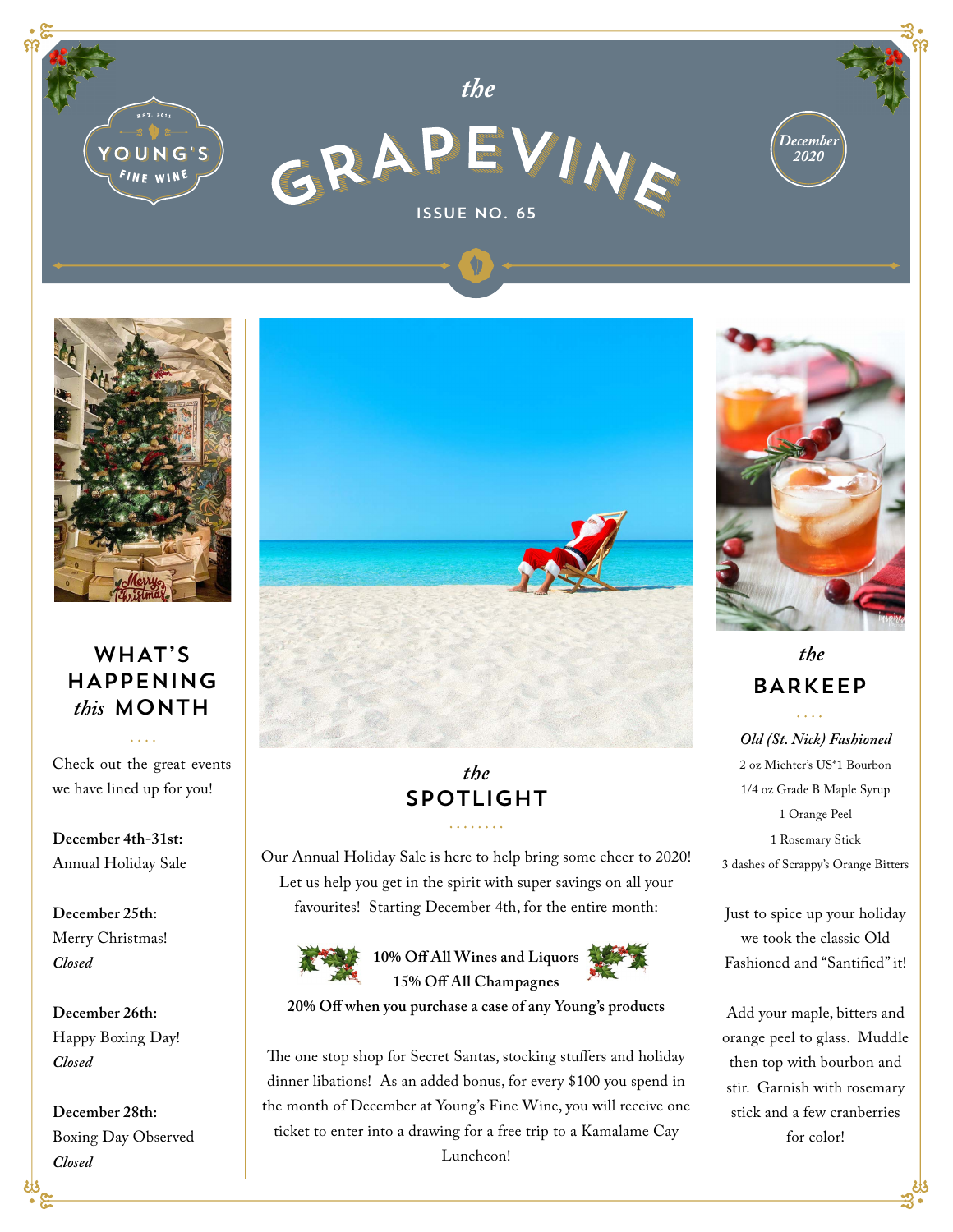# the GRAPEVINE

ISSUE NO. 65

YOUNG'S FINE WINE — EST. 2011

December 2020

## WHAT'S HAPPENING *this* MONTH

Check out the great events we have lined up for you!

**December 4th-31st:**
Annual Holiday Sale

**December 25th:**
Merry Christmas!
***Closed***

**December 26th:**
Happy Boxing Day!
***Closed***

**December 28th:**
Boxing Day Observed
***Closed***

## *the* SPOTLIGHT

Our Annual Holiday Sale is here to help bring some cheer to 2020! Let us help you get in the spirit with super savings on all your favourites! Starting December 4th, for the entire month:

**10% Off All Wines and Liquors**
**15% Off All Champagnes**
**20% Off when you purchase a case of any Young's products**

The one stop shop for Secret Santas, stocking stuffers and holiday dinner libations! As an added bonus, for every $100 you spend in the month of December at Young's Fine Wine, you will receive one ticket to enter into a drawing for a free trip to a Kamalame Cay Luncheon!

## *the* BARKEEP

***Old (St. Nick) Fashioned***

2 oz Michter's US*1 Bourbon
1/4 oz Grade B Maple Syrup
1 Orange Peel
1 Rosemary Stick
3 dashes of Scrappy's Orange Bitters

Just to spice up your holiday we took the classic Old Fashioned and "Santified" it!

Add your maple, bitters and orange peel to glass. Muddle then top with bourbon and stir. Garnish with rosemary stick and a few cranberries for color!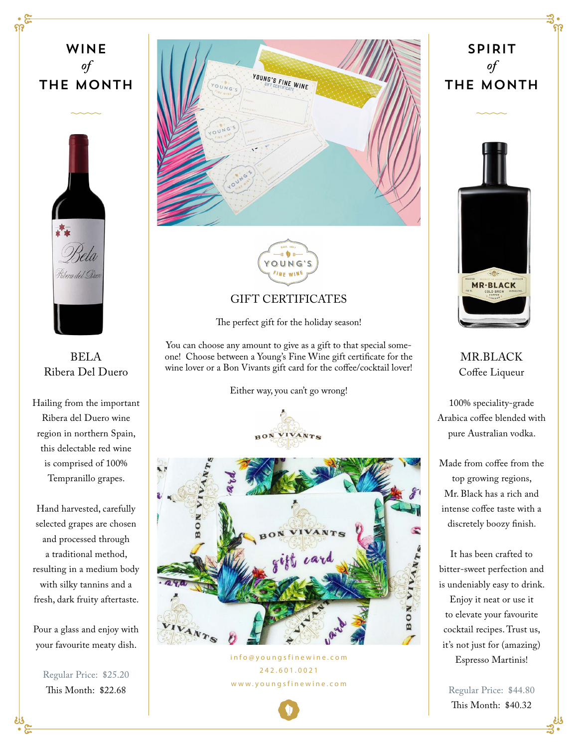## WINE *of* THE MONTH

### BELA
Ribera Del Duero

Hailing from the important Ribera del Duero wine region in northern Spain, this delectable red wine is comprised of 100% Tempranillo grapes.

Hand harvested, carefully selected grapes are chosen and processed through a traditional method, resulting in a medium body with silky tannins and a fresh, dark fruity aftertaste.

Pour a glass and enjoy with your favourite meaty dish.

Regular Price: $25.20
This Month: $22.68

## GIFT CERTIFICATES

The perfect gift for the holiday season!

You can choose any amount to give as a gift to that special someone! Choose between a Young's Fine Wine gift certificate for the wine lover or a Bon Vivants gift card for the coffee/cocktail lover!

Either way, you can't go wrong!

info@youngsfinewine.com
242.601.0021
www.youngsfinewine.com

## SPIRIT *of* THE MONTH

### MR.BLACK
Coffee Liqueur

100% speciality-grade Arabica coffee blended with pure Australian vodka.

Made from coffee from the top growing regions, Mr. Black has a rich and intense coffee taste with a discretely boozy finish.

It has been crafted to bitter-sweet perfection and is undeniably easy to drink. Enjoy it neat or use it to elevate your favourite cocktail recipes. Trust us, it's not just for (amazing) Espresso Martinis!

Regular Price: $44.80
This Month: $40.32